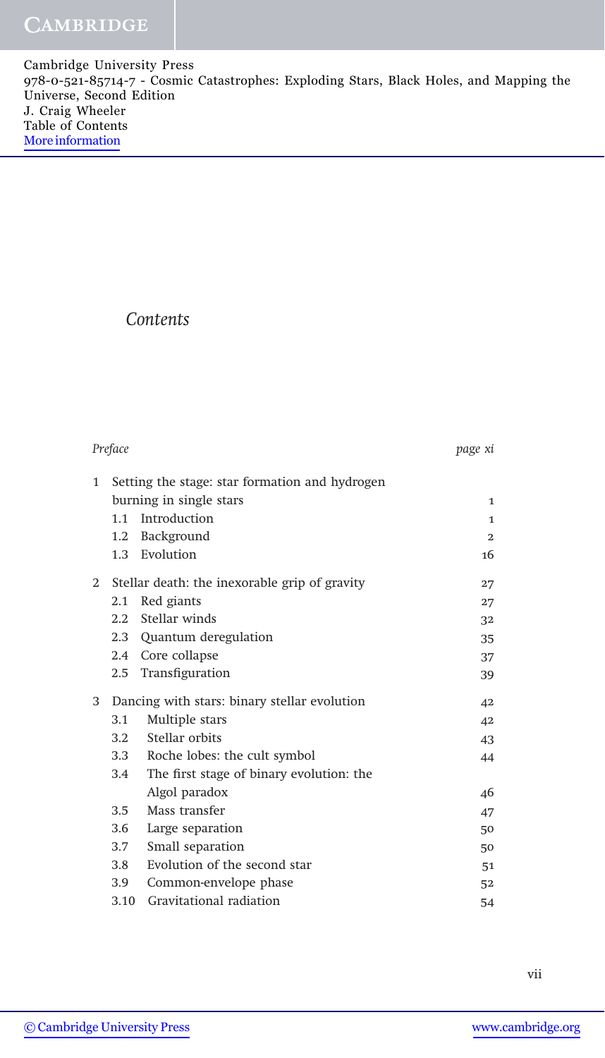# Contents

| | | |
|---|---|---|
| *Preface* | | *page xi* |
| 1 | Setting the stage: star formation and hydrogen burning in single stars | 1 |
| | 1.1 Introduction | 1 |
| | 1.2 Background | 2 |
| | 1.3 Evolution | 16 |
| 2 | Stellar death: the inexorable grip of gravity | 27 |
| | 2.1 Red giants | 27 |
| | 2.2 Stellar winds | 32 |
| | 2.3 Quantum deregulation | 35 |
| | 2.4 Core collapse | 37 |
| | 2.5 Transfiguration | 39 |
| 3 | Dancing with stars: binary stellar evolution | 42 |
| | 3.1 Multiple stars | 42 |
| | 3.2 Stellar orbits | 43 |
| | 3.3 Roche lobes: the cult symbol | 44 |
| | 3.4 The first stage of binary evolution: the Algol paradox | 46 |
| | 3.5 Mass transfer | 47 |
| | 3.6 Large separation | 50 |
| | 3.7 Small separation | 50 |
| | 3.8 Evolution of the second star | 51 |
| | 3.9 Common-envelope phase | 52 |
| | 3.10 Gravitational radiation | 54 |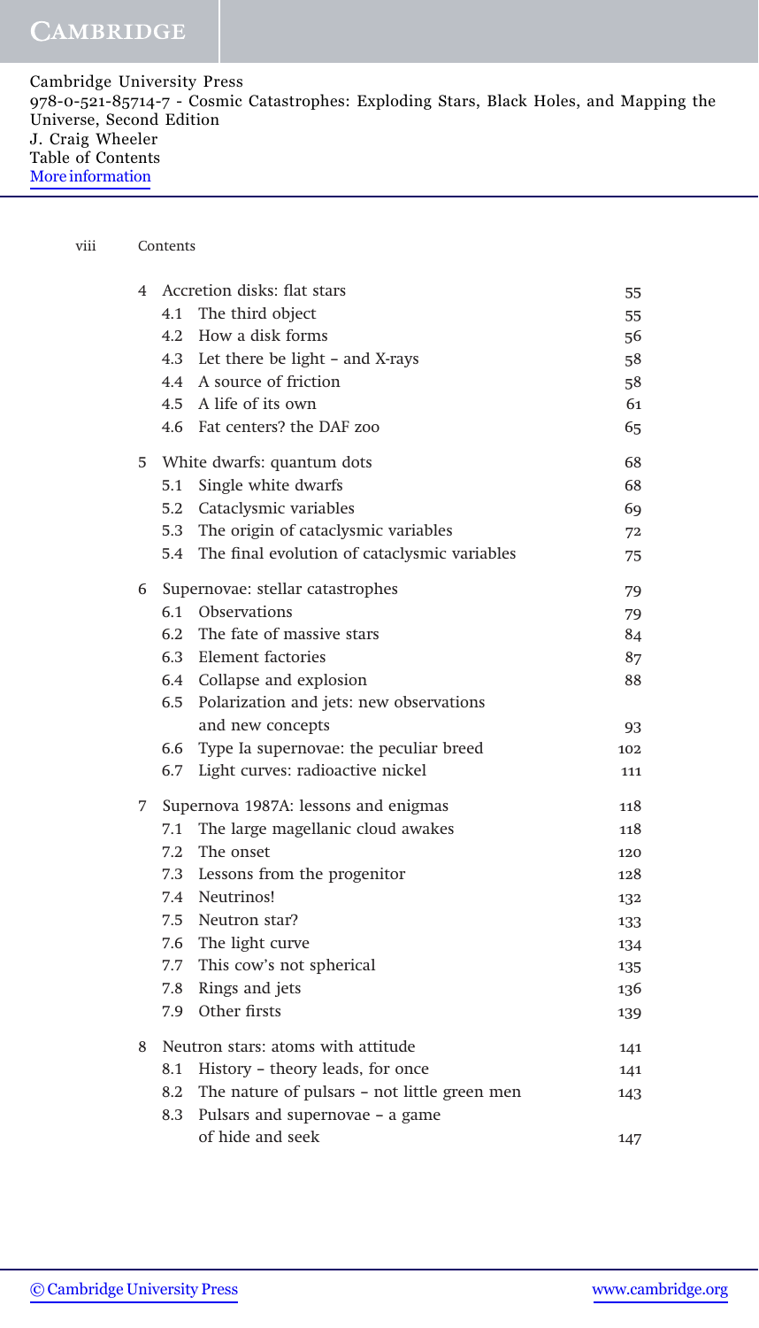| | | |
|---|---|---|
| **4** | **Accretion disks: flat stars** | **55** |
| 4.1 | The third object | 55 |
| 4.2 | How a disk forms | 56 |
| 4.3 | Let there be light – and X-rays | 58 |
| 4.4 | A source of friction | 58 |
| 4.5 | A life of its own | 61 |
| 4.6 | Fat centers? the DAF zoo | 65 |
| **5** | **White dwarfs: quantum dots** | **68** |
| 5.1 | Single white dwarfs | 68 |
| 5.2 | Cataclysmic variables | 69 |
| 5.3 | The origin of cataclysmic variables | 72 |
| 5.4 | The final evolution of cataclysmic variables | 75 |
| **6** | **Supernovae: stellar catastrophes** | **79** |
| 6.1 | Observations | 79 |
| 6.2 | The fate of massive stars | 84 |
| 6.3 | Element factories | 87 |
| 6.4 | Collapse and explosion | 88 |
| 6.5 | Polarization and jets: new observations and new concepts | 93 |
| 6.6 | Type Ia supernovae: the peculiar breed | 102 |
| 6.7 | Light curves: radioactive nickel | 111 |
| **7** | **Supernova 1987A: lessons and enigmas** | **118** |
| 7.1 | The large magellanic cloud awakes | 118 |
| 7.2 | The onset | 120 |
| 7.3 | Lessons from the progenitor | 128 |
| 7.4 | Neutrinos! | 132 |
| 7.5 | Neutron star? | 133 |
| 7.6 | The light curve | 134 |
| 7.7 | This cow's not spherical | 135 |
| 7.8 | Rings and jets | 136 |
| 7.9 | Other firsts | 139 |
| **8** | **Neutron stars: atoms with attitude** | **141** |
| 8.1 | History – theory leads, for once | 141 |
| 8.2 | The nature of pulsars – not little green men | 143 |
| 8.3 | Pulsars and supernovae – a game of hide and seek | 147 |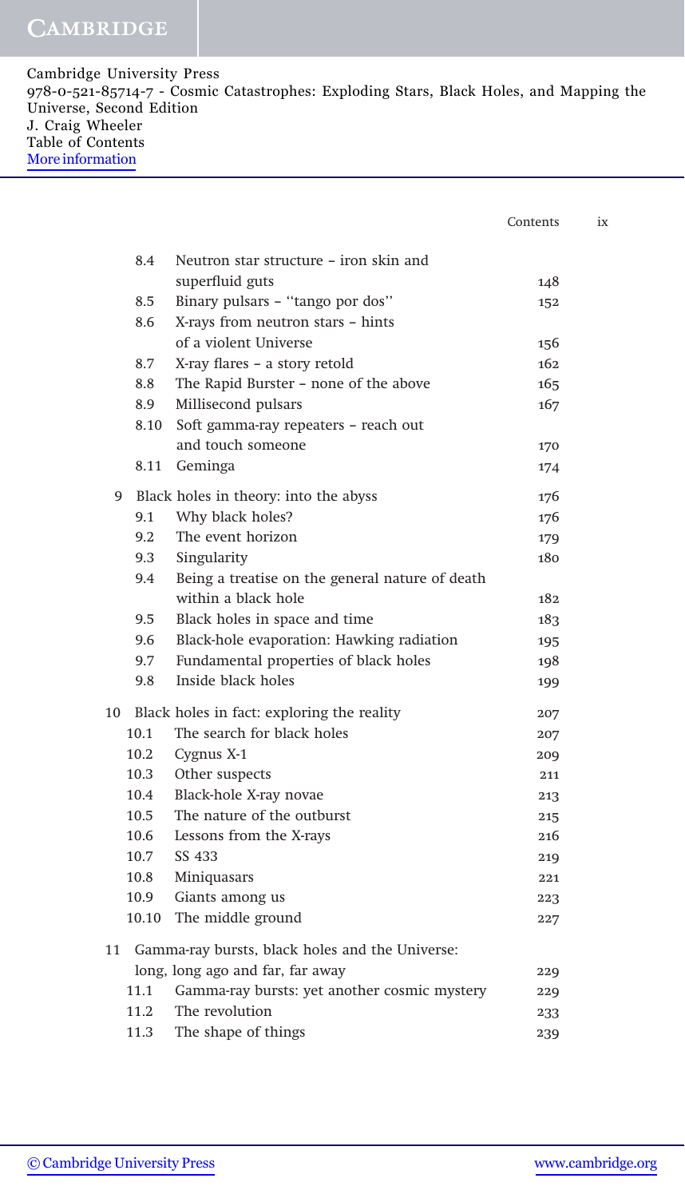Cambridge University Press
978-0-521-85714-7 - Cosmic Catastrophes: Exploding Stars, Black Holes, and Mapping the Universe, Second Edition
J. Craig Wheeler
Table of Contents
More information

| | | |
|---|---|---|
| 8.4 | Neutron star structure – iron skin and superfluid guts | 148 |
| 8.5 | Binary pulsars – "tango por dos" | 152 |
| 8.6 | X-rays from neutron stars – hints of a violent Universe | 156 |
| 8.7 | X-ray flares – a story retold | 162 |
| 8.8 | The Rapid Burster – none of the above | 165 |
| 8.9 | Millisecond pulsars | 167 |
| 8.10 | Soft gamma-ray repeaters – reach out and touch someone | 170 |
| 8.11 | Geminga | 174 |
| 9 | Black holes in theory: into the abyss | 176 |
| 9.1 | Why black holes? | 176 |
| 9.2 | The event horizon | 179 |
| 9.3 | Singularity | 180 |
| 9.4 | Being a treatise on the general nature of death within a black hole | 182 |
| 9.5 | Black holes in space and time | 183 |
| 9.6 | Black-hole evaporation: Hawking radiation | 195 |
| 9.7 | Fundamental properties of black holes | 198 |
| 9.8 | Inside black holes | 199 |
| 10 | Black holes in fact: exploring the reality | 207 |
| 10.1 | The search for black holes | 207 |
| 10.2 | Cygnus X-1 | 209 |
| 10.3 | Other suspects | 211 |
| 10.4 | Black-hole X-ray novae | 213 |
| 10.5 | The nature of the outburst | 215 |
| 10.6 | Lessons from the X-rays | 216 |
| 10.7 | SS 433 | 219 |
| 10.8 | Miniquasars | 221 |
| 10.9 | Giants among us | 223 |
| 10.10 | The middle ground | 227 |
| 11 | Gamma-ray bursts, black holes and the Universe: long, long ago and far, far away | 229 |
| 11.1 | Gamma-ray bursts: yet another cosmic mystery | 229 |
| 11.2 | The revolution | 233 |
| 11.3 | The shape of things | 239 |

© Cambridge University Press www.cambridge.org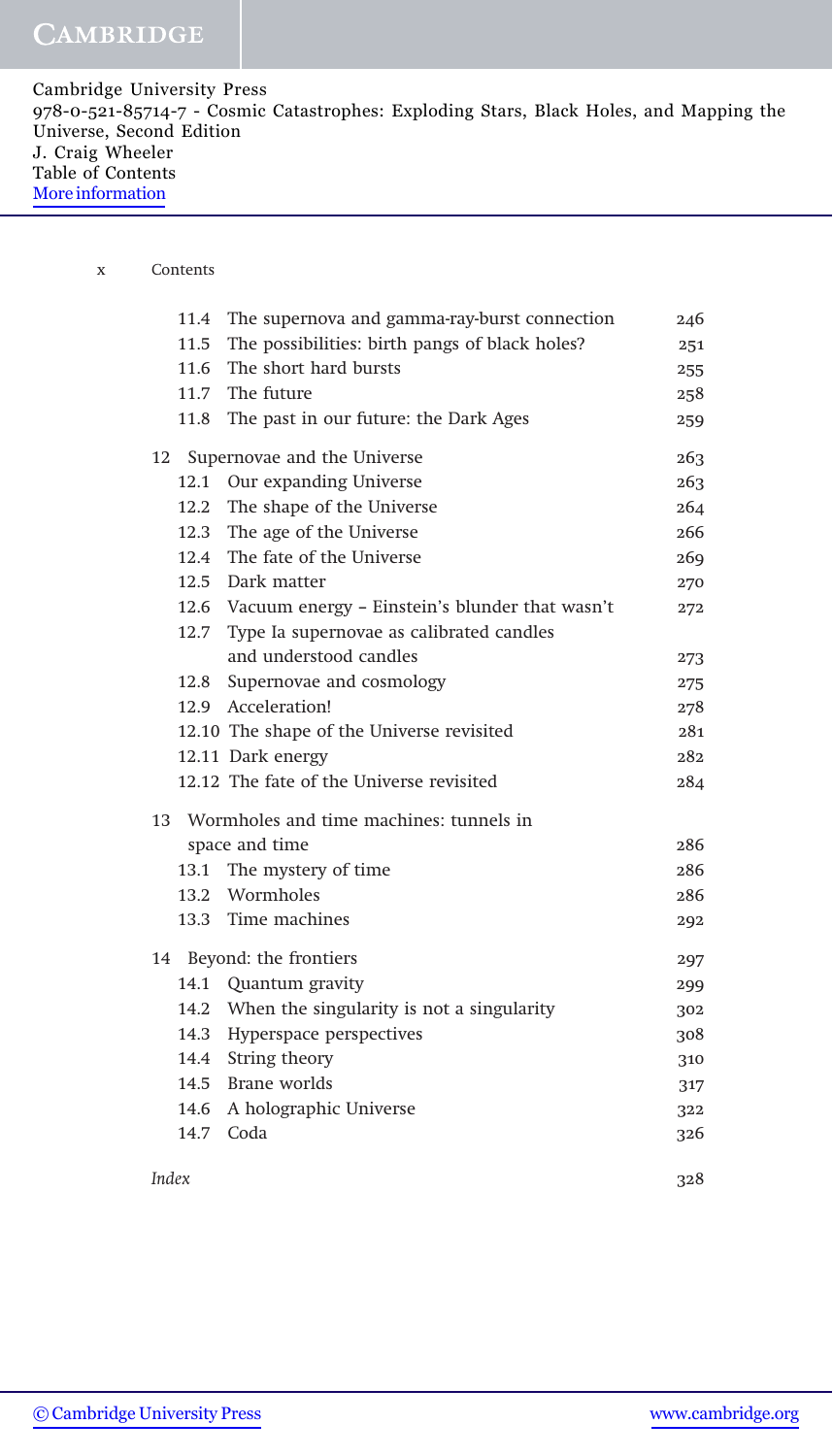11.4 The supernova and gamma-ray-burst connection 246
11.5 The possibilities: birth pangs of black holes? 251
11.6 The short hard bursts 255
11.7 The future 258
11.8 The past in our future: the Dark Ages 259

12 Supernovae and the Universe 263
12.1 Our expanding Universe 263
12.2 The shape of the Universe 264
12.3 The age of the Universe 266
12.4 The fate of the Universe 269
12.5 Dark matter 270
12.6 Vacuum energy – Einstein's blunder that wasn't 272
12.7 Type Ia supernovae as calibrated candles and understood candles 273
12.8 Supernovae and cosmology 275
12.9 Acceleration! 278
12.10 The shape of the Universe revisited 281
12.11 Dark energy 282
12.12 The fate of the Universe revisited 284

13 Wormholes and time machines: tunnels in space and time 286
13.1 The mystery of time 286
13.2 Wormholes 286
13.3 Time machines 292

14 Beyond: the frontiers 297
14.1 Quantum gravity 299
14.2 When the singularity is not a singularity 302
14.3 Hyperspace perspectives 308
14.4 String theory 310
14.5 Brane worlds 317
14.6 A holographic Universe 322
14.7 Coda 326

*Index* 328